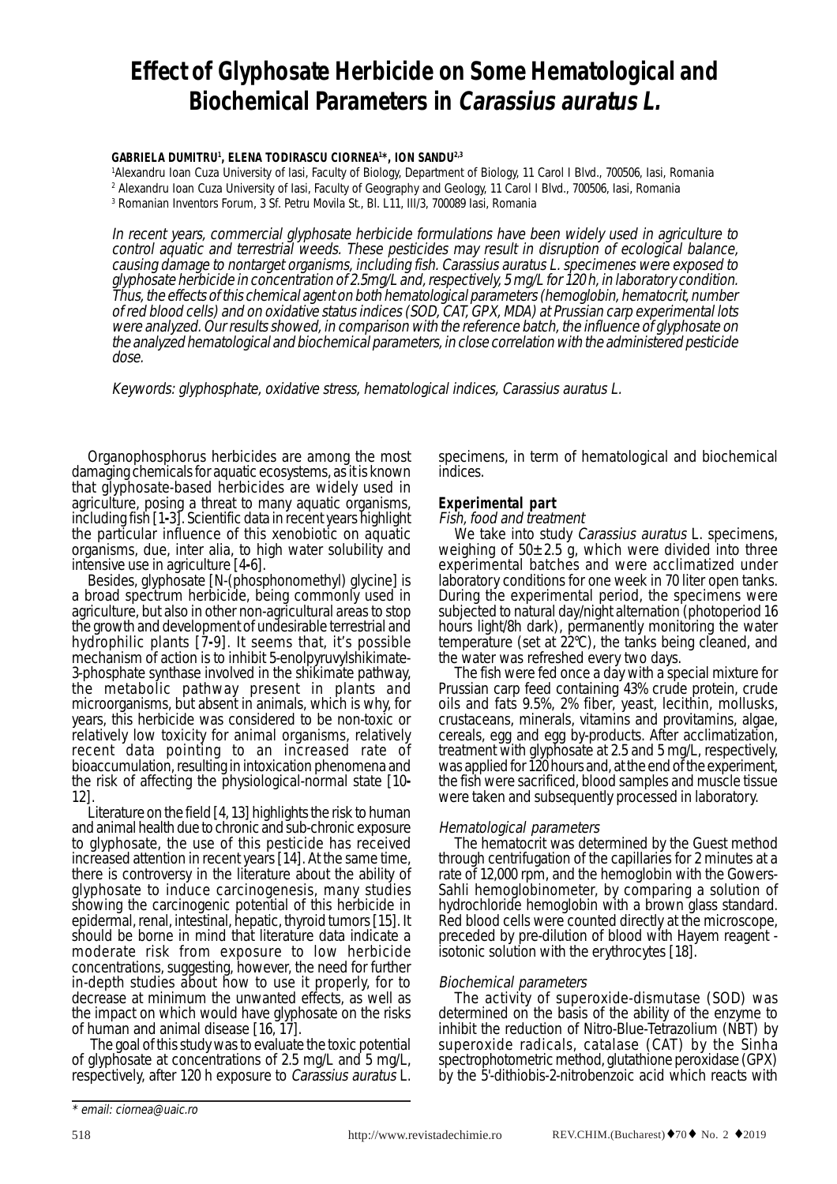# Effect of Glyphosate Herbicide on Some Hematological and Biochemical Parameters in *Carassius auratus L.*

**GABRIELA DUMITRU[1], ELENA TODIRASCU CIORNEA[1]*, ION SANDU[2,3]**

[1]Alexandru Ioan Cuza University of Iasi, Faculty of Biology, Department of Biology, 11 Carol I Blvd., 700506, Iasi, Romania

[2] Alexandru Ioan Cuza University of Iasi, Faculty of Geography and Geology, 11 Carol I Blvd., 700506, Iasi, Romania

[3] Romanian Inventors Forum, 3 Sf. Petru Movila St., Bl. L11, III/3, 700089 Iasi, Romania

*In recent years, commercial glyphosate herbicide formulations have been widely used in agriculture to control aquatic and terrestrial weeds. These pesticides may result in disruption of ecological balance, causing damage to nontarget organisms, including fish. Carassius auratus L. specimenes were exposed to glyphosate herbicide in concentration of 2.5mg/L and, respectively, 5 mg/L for 120 h, in laboratory condition. Thus, the effects of this chemical agent on both hematological parameters (hemoglobin, hematocrit, number of red blood cells) and on oxidative status indices (SOD, CAT, GPX, MDA) at Prussian carp experimental lots were analyzed. Our results showed, in comparison with the reference batch, the influence of glyphosate on the analyzed hematological and biochemical parameters, in close correlation with the administered pesticide dose.*

*Keywords: glyphosphate, oxidative stress, hematological indices, Carassius auratus L.*

Organophosphorus herbicides are among the most damaging chemicals for aquatic ecosystems, as it is known that glyphosate-based herbicides are widely used in agriculture, posing a threat to many aquatic organisms, including fish [1-3]. Scientific data in recent years highlight the particular influence of this xenobiotic on aquatic organisms, due, inter alia, to high water solubility and intensive use in agriculture [4-6].

Besides, glyphosate [N-(phosphonomethyl) glycine] is a broad spectrum herbicide, being commonly used in agriculture, but also in other non-agricultural areas to stop the growth and development of undesirable terrestrial and hydrophilic plants [7-9]. It seems that, it's possible mechanism of action is to inhibit 5-enolpyruvylshikimate-3-phosphate synthase involved in the shikimate pathway, the metabolic pathway present in plants and microorganisms, but absent in animals, which is why, for years, this herbicide was considered to be non-toxic or relatively low toxicity for animal organisms, relatively recent data pointing to an increased rate of bioaccumulation, resulting in intoxication phenomena and the risk of affecting the physiological-normal state [10-12].

Literature on the field [4, 13] highlights the risk to human and animal health due to chronic and sub-chronic exposure to glyphosate, the use of this pesticide has received increased attention in recent years [14]. At the same time, there is controversy in the literature about the ability of glyphosate to induce carcinogenesis, many studies showing the carcinogenic potential of this herbicide in epidermal, renal, intestinal, hepatic, thyroid tumors [15]. It should be borne in mind that literature data indicate a moderate risk from exposure to low herbicide concentrations, suggesting, however, the need for further in-depth studies about how to use it properly, for to decrease at minimum the unwanted effects, as well as the impact on which would have glyphosate on the risks of human and animal disease [16, 17].

The goal of this study was to evaluate the toxic potential of glyphosate at concentrations of 2.5 mg/L and 5 mg/L, respectively, after 120 h exposure to *Carassius auratus* L. specimens, in term of hematological and biochemical indices.

## Experimental part

### *Fish, food and treatment*

We take into study *Carassius auratus* L. specimens, weighing of 50±2.5 g, which were divided into three experimental batches and were acclimatized under laboratory conditions for one week in 70 liter open tanks. During the experimental period, the specimens were subjected to natural day/night alternation (photoperiod 16 hours light/8h dark), permanently monitoring the water temperature (set at 22°C), the tanks being cleaned, and the water was refreshed every two days.

The fish were fed once a day with a special mixture for Prussian carp feed containing 43% crude protein, crude oils and fats 9.5%, 2% fiber, yeast, lecithin, mollusks, crustaceans, minerals, vitamins and provitamins, algae, cereals, egg and egg by-products. After acclimatization, treatment with glyphosate at 2.5 and 5 mg/L, respectively, was applied for 120 hours and, at the end of the experiment, the fish were sacrificed, blood samples and muscle tissue were taken and subsequently processed in laboratory.

### *Hematological parameters*

The hematocrit was determined by the Guest method through centrifugation of the capillaries for 2 minutes at a rate of 12,000 rpm, and the hemoglobin with the Gowers-Sahli hemoglobinometer, by comparing a solution of hydrochloride hemoglobin with a brown glass standard. Red blood cells were counted directly at the microscope, preceded by pre-dilution of blood with Hayem reagent - isotonic solution with the erythrocytes [18].

### *Biochemical parameters*

The activity of superoxide-dismutase (SOD) was determined on the basis of the ability of the enzyme to inhibit the reduction of Nitro-Blue-Tetrazolium (NBT) by superoxide radicals, catalase (CAT) by the Sinha spectrophotometric method, glutathione peroxidase (GPX) by the 5'-dithiobis-2-nitrobenzoic acid which reacts with

\* email: ciornea@uaic.ro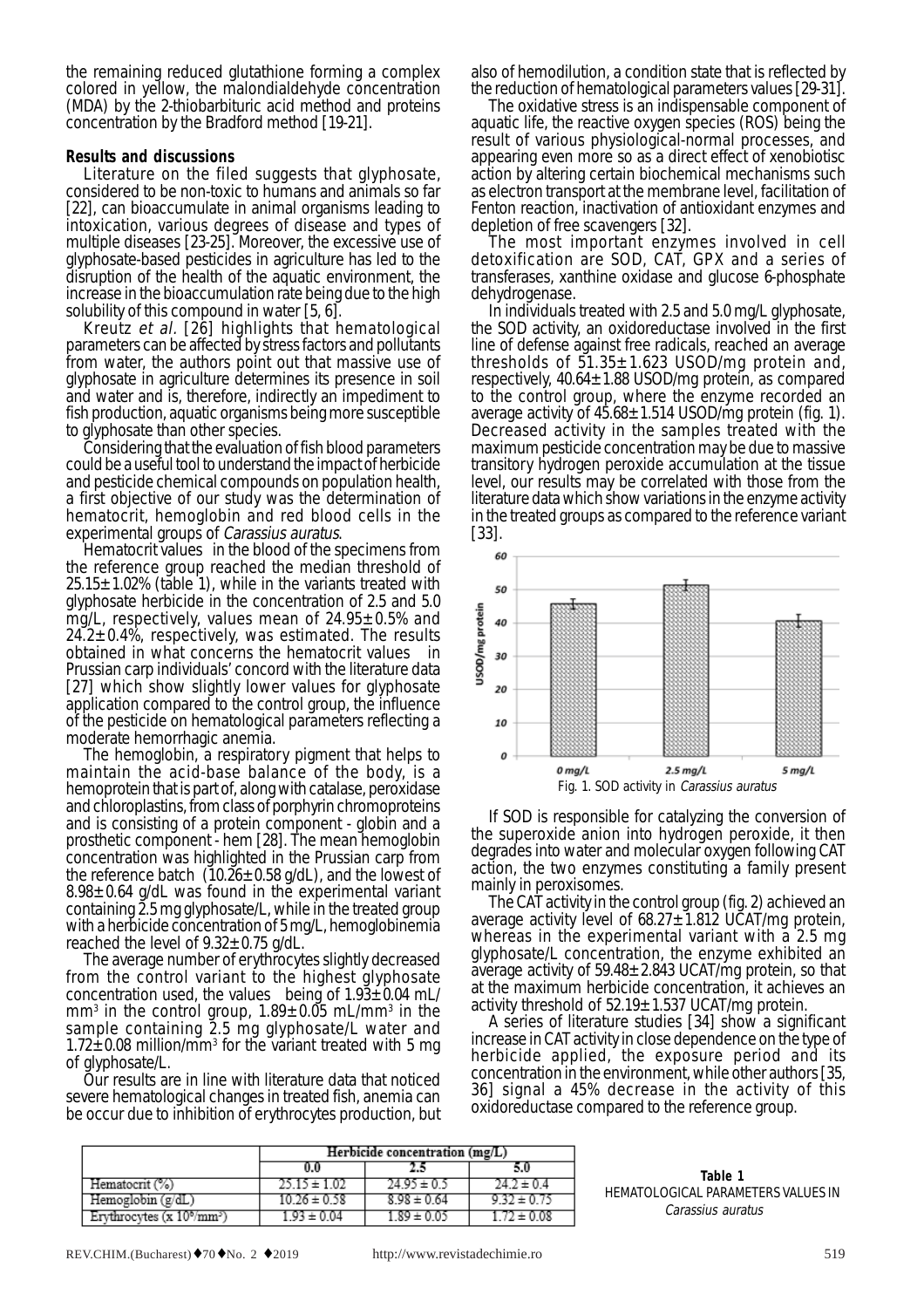the remaining reduced glutathione forming a complex colored in yellow, the malondialdehyde concentration (MDA) by the 2-thiobarbituric acid method and proteins concentration by the Bradford method [19-21].

## Results and discussions

Literature on the filed suggests that glyphosate, considered to be non-toxic to humans and animals so far [22], can bioaccumulate in animal organisms leading to intoxication, various degrees of disease and types of multiple diseases [23-25]. Moreover, the excessive use of glyphosate-based pesticides in agriculture has led to the disruption of the health of the aquatic environment, the increase in the bioaccumulation rate being due to the high solubility of this compound in water [5, 6].

Kreutz *et al.* [26] highlights that hematological parameters can be affected by stress factors and pollutants from water, the authors point out that massive use of glyphosate in agriculture determines its presence in soil and water and is, therefore, indirectly an impediment to fish production, aquatic organisms being more susceptible to glyphosate than other species.

Considering that the evaluation of fish blood parameters could be a useful tool to understand the impact of herbicide and pesticide chemical compounds on population health, a first objective of our study was the determination of hematocrit, hemoglobin and red blood cells in the experimental groups of *Carassius auratus*.

Hematocrit values in the blood of the specimens from the reference group reached the median threshold of 25.15±1.02% (table 1), while in the variants treated with glyphosate herbicide in the concentration of 2.5 and 5.0 mg/L, respectively, values mean of 24.95±0.5% and 24.2±0.4%, respectively, was estimated. The results obtained in what concerns the hematocrit values in Prussian carp individuals' concord with the literature data [27] which show slightly lower values for glyphosate application compared to the control group, the influence of the pesticide on hematological parameters reflecting a moderate hemorrhagic anemia.

The hemoglobin, a respiratory pigment that helps to maintain the acid-base balance of the body, is a hemoprotein that is part of, along with catalase, peroxidase and chloroplastins, from class of porphyrin chromoproteins and is consisting of a protein component - globin and a prosthetic component - hem [28]. The mean hemoglobin concentration was highlighted in the Prussian carp from the reference batch (10.26±0.58 g/dL), and the lowest of 8.98±0.64 g/dL was found in the experimental variant containing 2.5 mg glyphosate/L, while in the treated group with a herbicide concentration of 5 mg/L, hemoglobinemia reached the level of 9.32±0.75 g/dL.

The average number of erythrocytes slightly decreased from the control variant to the highest glyphosate concentration used, the values being of 1.93±0.04 mL/mm$^3$ in the control group, 1.89±0.05 mL/mm$^3$ in the sample containing 2.5 mg glyphosate/L water and 1.72±0.08 million/mm$^3$ for the variant treated with 5 mg of glyphosate/L.

Our results are in line with literature data that noticed severe hematological changes in treated fish, anemia can be occur due to inhibition of erythrocytes production, but also of hemodilution, a condition state that is reflected by the reduction of hematological parameters values [29-31].

The oxidative stress is an indispensable component of aquatic life, the reactive oxygen species (ROS) being the result of various physiological-normal processes, and appearing even more so as a direct effect of xenobiotisc action by altering certain biochemical mechanisms such as electron transport at the membrane level, facilitation of Fenton reaction, inactivation of antioxidant enzymes and depletion of free scavengers [32].

The most important enzymes involved in cell detoxification are SOD, CAT, GPX and a series of transferases, xanthine oxidase and glucose 6-phosphate dehydrogenase.

In individuals treated with 2.5 and 5.0 mg/L glyphosate, the SOD activity, an oxidoreductase involved in the first line of defense against free radicals, reached an average thresholds of 51.35±1.623 USOD/mg protein and, respectively, 40.64±1.88 USOD/mg protein, as compared to the control group, where the enzyme recorded an average activity of 45.68±1.514 USOD/mg protein (fig. 1). Decreased activity in the samples treated with the maximum pesticide concentration may be due to massive transitory hydrogen peroxide accumulation at the tissue level, our results may be correlated with those from the literature data which show variations in the enzyme activity in the treated groups as compared to the reference variant [33].

Fig. 1. SOD activity in *Carassius auratus*

If SOD is responsible for catalyzing the conversion of the superoxide anion into hydrogen peroxide, it then degrades into water and molecular oxygen following CAT action, the two enzymes constituting a family present mainly in peroxisomes.

The CAT activity in the control group (fig. 2) achieved an average activity level of 68.27±1.812 UCAT/mg protein, whereas in the experimental variant with a 2.5 mg glyphosate/L concentration, the enzyme exhibited an average activity of 59.48±2.843 UCAT/mg protein, so that at the maximum herbicide concentration, it achieves an activity threshold of 52.19±1.537 UCAT/mg protein.

A series of literature studies [34] show a significant increase in CAT activity in close dependence on the type of herbicide applied, the exposure period and its concentration in the environment, while other authors [35, 36] signal a 45% decrease in the activity of this oxidoreductase compared to the reference group.

**Table 1**
HEMATOLOGICAL PARAMETERS VALUES IN *Carassius auratus*

| | Herbicide concentration (mg/L) | | |
|---|---|---|---|
| | 0.0 | 2.5 | 5.0 |
| Hematocrit (%) | 25.15 ± 1.02 | 24.95 ± 0.5 | 24.2 ± 0.4 |
| Hemoglobin (g/dL) | 10.26 ± 0.58 | 8.98 ± 0.64 | 9.32 ± 0.75 |
| Erythrocytes (x $10^6$/mm$^3$) | 1.93 ± 0.04 | 1.89 ± 0.05 | 1.72 ± 0.08 |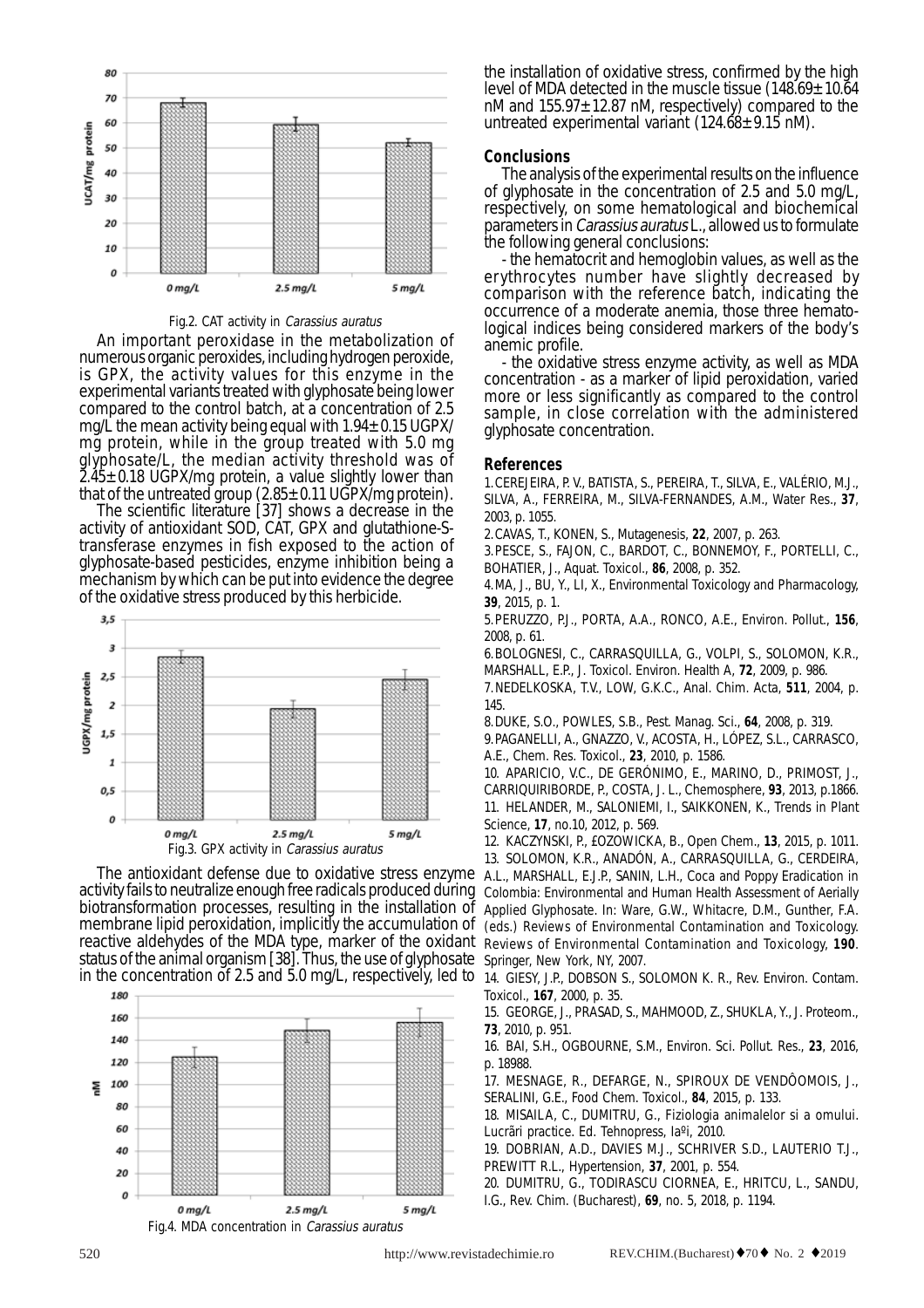Fig.2. CAT activity in *Carassius auratus*

An important peroxidase in the metabolization of numerous organic peroxides, including hydrogen peroxide, is GPX, the activity values for this enzyme in the experimental variants treated with glyphosate being lower compared to the control batch, at a concentration of 2.5 mg/L the mean activity being equal with 1.94±0.15 UGPX/mg protein, while in the group treated with 5.0 mg glyphosate/L, the median activity threshold was of 2.45±0.18 UGPX/mg protein, a value slightly lower than that of the untreated group (2.85±0.11 UGPX/mg protein).

The scientific literature [37] shows a decrease in the activity of antioxidant SOD, CAT, GPX and glutathione-S-transferase enzymes in fish exposed to the action of glyphosate-based pesticides, enzyme inhibition being a mechanism by which can be put into evidence the degree of the oxidative stress produced by this herbicide.

Fig.3. GPX activity in *Carassius auratus*

The antioxidant defense due to oxidative stress enzyme activity fails to neutralize enough free radicals produced during biotransformation processes, resulting in the installation of membrane lipid peroxidation, implicitly the accumulation of reactive aldehydes of the MDA type, marker of the oxidant status of the animal organism [38]. Thus, the use of glyphosate in the concentration of 2.5 and 5.0 mg/L, respectively, led to the installation of oxidative stress, confirmed by the high level of MDA detected in the muscle tissue (148.69±10.64 nM and 155.97±12.87 nM, respectively) compared to the untreated experimental variant (124.68±9.15 nM).

Fig.4. MDA concentration in *Carassius auratus*

## Conclusions

The analysis of the experimental results on the influence of glyphosate in the concentration of 2.5 and 5.0 mg/L, respectively, on some hematological and biochemical parameters in *Carassius auratus* L., allowed us to formulate the following general conclusions:

- the hematocrit and hemoglobin values, as well as the erythrocytes number have slightly decreased by comparison with the reference batch, indicating the occurrence of a moderate anemia, those three hematological indices being considered markers of the body's anemic profile.

- the oxidative stress enzyme activity, as well as MDA concentration - as a marker of lipid peroxidation, varied more or less significantly as compared to the control sample, in close correlation with the administered glyphosate concentration.

## References

1. CEREJEIRA, P. V., BATISTA, S., PEREIRA, T., SILVA, E., VALÉRIO, M.J., SILVA, A., FERREIRA, M., SILVA-FERNANDES, A.M., Water Res., **37**, 2003, p. 1055.
2. CAVAS, T., KONEN, S., Mutagenesis, **22**, 2007, p. 263.
3. PESCE, S., FAJON, C., BARDOT, C., BONNEMOY, F., PORTELLI, C., BOHATIER, J., Aquat. Toxicol., **86**, 2008, p. 352.
4. MA, J., BU, Y., LI, X., Environmental Toxicology and Pharmacology, **39**, 2015, p. 1.
5. PERUZZO, P.J., PORTA, A.A., RONCO, A.E., Environ. Pollut., **156**, 2008, p. 61.
6. BOLOGNESI, C., CARRASQUILLA, G., VOLPI, S., SOLOMON, K.R., MARSHALL, E.P., J. Toxicol. Environ. Health A, **72**, 2009, p. 986.
7. NEDELKOSKA, T.V., LOW, G.K.C., Anal. Chim. Acta, **511**, 2004, p. 145.
8. DUKE, S.O., POWLES, S.B., Pest. Manag. Sci., **64**, 2008, p. 319.
9. PAGANELLI, A., GNAZZO, V., ACOSTA, H., LÓPEZ, S.L., CARRASCO, A.E., Chem. Res. Toxicol., **23**, 2010, p. 1586.
10. APARICIO, V.C., DE GERÓNIMO, E., MARINO, D., PRIMOST, J., CARRIQUIRIBORDE, P., COSTA, J. L., Chemosphere, **93**, 2013, p.1866.
11. HELANDER, M., SALONIEMI, I., SAIKKONEN, K., Trends in Plant Science, **17**, no.10, 2012, p. 569.
12. KACZYNSKI, P., £OZOWICKA, B., Open Chem., **13**, 2015, p. 1011.
13. SOLOMON, K.R., ANADÓN, A., CARRASQUILLA, G., CERDEIRA, A.L., MARSHALL, E.J.P., SANIN, L.H., Coca and Poppy Eradication in Colombia: Environmental and Human Health Assessment of Aerially Applied Glyphosate. In: Ware, G.W., Whitacre, D.M., Gunther, F.A. (eds.) Reviews of Environmental Contamination and Toxicology. Reviews of Environmental Contamination and Toxicology, **190**. Springer, New York, NY, 2007.
14. GIESY, J.P., DOBSON S., SOLOMON K. R., Rev. Environ. Contam. Toxicol., **167**, 2000, p. 35.
15. GEORGE, J., PRASAD, S., MAHMOOD, Z., SHUKLA, Y., J. Proteom., **73**, 2010, p. 951.
16. BAI, S.H., OGBOURNE, S.M., Environ. Sci. Pollut. Res., **23**, 2016, p. 18988.
17. MESNAGE, R., DEFARGE, N., SPIROUX DE VENDÔOMOIS, J., SERALINI, G.E., Food Chem. Toxicol., **84**, 2015, p. 133.
18. MISAILA, C., DUMITRU, G., Fiziologia animalelor si a omului. Lucrãri practice. Ed. Tehnopress, Iaºi, 2010.
19. DOBRIAN, A.D., DAVIES M.J., SCHRIVER S.D., LAUTERIO T.J., PREWITT R.L., Hypertension, **37**, 2001, p. 554.
20. DUMITRU, G., TODIRASCU CIORNEA, E., HRITCU, L., SANDU, I.G., Rev. Chim. (Bucharest), **69**, no. 5, 2018, p. 1194.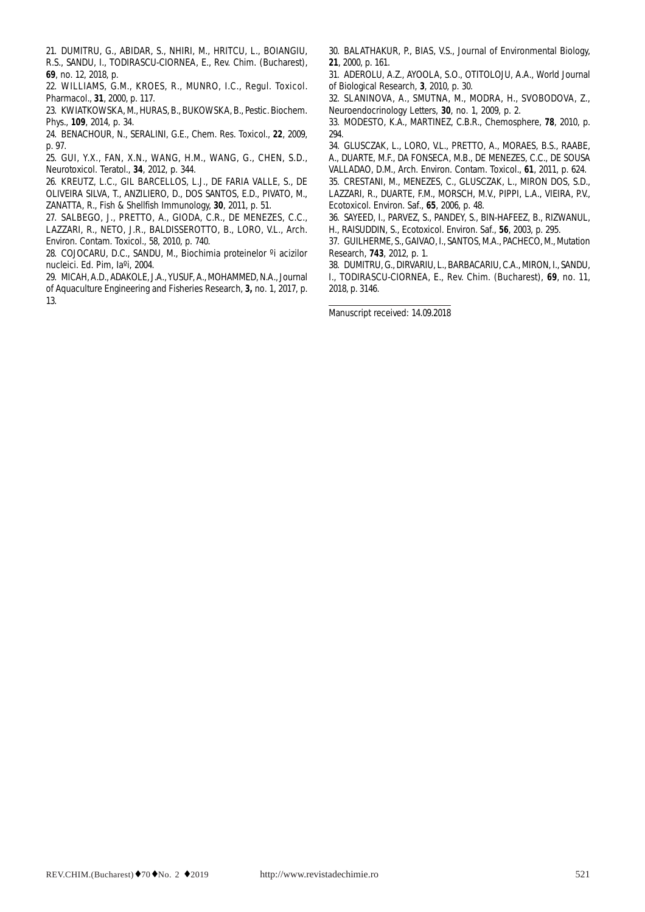21. DUMITRU, G., ABIDAR, S., NHIRI, M., HRITCU, L., BOIANGIU, R.S., SANDU, I., TODIRASCU-CIORNEA, E., Rev. Chim. (Bucharest), **69**, no. 12, 2018, p.

22. WILLIAMS, G.M., KROES, R., MUNRO, I.C., Regul. Toxicol. Pharmacol., **31**, 2000, p. 117.

23. KWIATKOWSKA, M., HURAS, B., BUKOWSKA, B., Pestic. Biochem. Phys., **109**, 2014, p. 34.

24. BENACHOUR, N., SERALINI, G.E., Chem. Res. Toxicol., **22**, 2009, p. 97.

25. GUI, Y.X., FAN, X.N., WANG, H.M., WANG, G., CHEN, S.D., Neurotoxicol. Teratol., **34**, 2012, p. 344.

26. KREUTZ, L.C., GIL BARCELLOS, L.J., DE FARIA VALLE, S., DE OLIVEIRA SILVA, T., ANZILIERO, D., DOS SANTOS, E.D., PIVATO, M., ZANATTA, R., Fish & Shellfish Immunology, **30**, 2011, p. 51.

27. SALBEGO, J., PRETTO, A., GIODA, C.R., DE MENEZES, C.C., LAZZARI, R., NETO, J.R., BALDISSEROTTO, B., LORO, V.L., Arch. Environ. Contam. Toxicol., 58, 2010, p. 740.

28. COJOCARU, D.C., SANDU, M., Biochimia proteinelor ºi acizilor nucleici. Ed. Pim, Iaºi, 2004.

29. MICAH, A.D., ADAKOLE, J.A., YUSUF, A., MOHAMMED, N.A., Journal of Aquaculture Engineering and Fisheries Research, **3,** no. 1, 2017, p. 13.

30. BALATHAKUR, P., BIAS, V.S., Journal of Environmental Biology, **21**, 2000, p. 161.

31. ADEROLU, A.Z., AYOOLA, S.O., OTITOLOJU, A.A., World Journal of Biological Research, **3**, 2010, p. 30.

32. SLANINOVA, A., SMUTNA, M., MODRA, H., SVOBODOVA, Z., Neuroendocrinology Letters, **30**, no. 1, 2009, p. 2.

33. MODESTO, K.A., MARTINEZ, C.B.R., Chemosphere, **78**, 2010, p. 294.

34. GLUSCZAK, L., LORO, V.L., PRETTO, A., MORAES, B.S., RAABE, A., DUARTE, M.F., DA FONSECA, M.B., DE MENEZES, C.C., DE SOUSA VALLADAO, D.M., Arch. Environ. Contam. Toxicol., **61**, 2011, p. 624.

35. CRESTANI, M., MENEZES, C., GLUSCZAK, L., MIRON DOS, S.D., LAZZARI, R., DUARTE, F.M., MORSCH, M.V., PIPPI, L.A., VIEIRA, P.V., Ecotoxicol. Environ. Saf., **65**, 2006, p. 48.

36. SAYEED, I., PARVEZ, S., PANDEY, S., BIN-HAFEEZ, B., RIZWANUL, H., RAISUDDIN, S., Ecotoxicol. Environ. Saf., **56**, 2003, p. 295.

37. GUILHERME, S., GAIVAO, I., SANTOS, M.A., PACHECO, M., Mutation Research, **743**, 2012, p. 1.

38. DUMITRU, G., DIRVARIU, L., BARBACARIU, C.A., MIRON, I., SANDU, I., TODIRASCU-CIORNEA, E., Rev. Chim. (Bucharest), **69**, no. 11, 2018, p. 3146.

Manuscript received: 14.09.2018